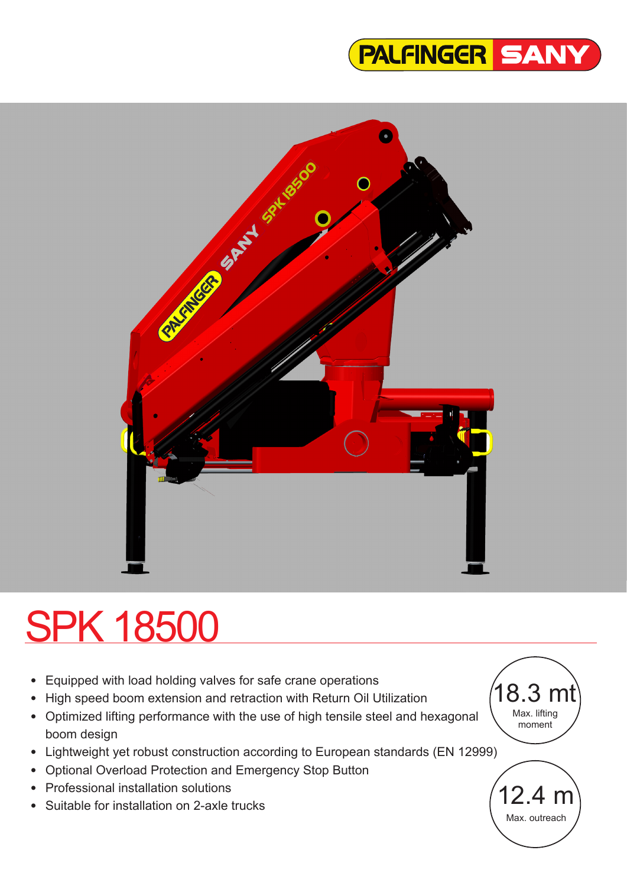# SPK 18500

- Equipped with load holding valves for safe crane operations
- High speed boom extension and retraction with Return Oil Utilization
- Optimized lifting performance with the use of high tensile steel and hexagonal boom design
- Lightweight yet robust construction according to European standards (EN 12999)
- Optional Overload Protection and Emergency Stop Button
- Professional installation solutions
- Suitable for installation on 2-axle trucks

**18.3 mt**
Max. lifting moment

**12.4 m**
Max. outreach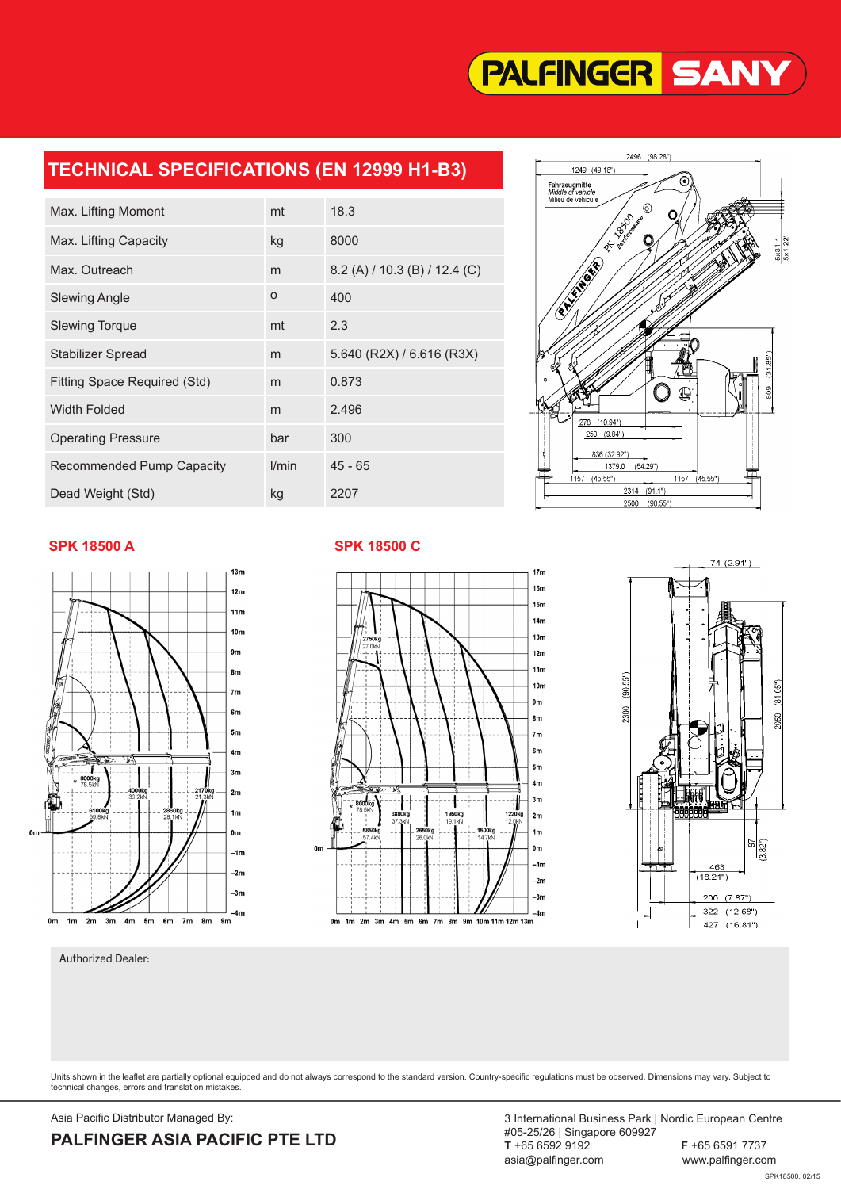## TECHNICAL SPECIFICATIONS (EN 12999 H1-B3)

| | | |
|---|---|---|
| Max. Lifting Moment | mt | 18.3 |
| Max. Lifting Capacity | kg | 8000 |
| Max. Outreach | m | 8.2 (A) / 10.3 (B) / 12.4 (C) |
| Slewing Angle | o | 400 |
| Slewing Torque | mt | 2.3 |
| Stabilizer Spread | m | 5.640 (R2X) / 6.616 (R3X) |
| Fitting Space Required (Std) | m | 0.873 |
| Width Folded | m | 2.496 |
| Operating Pressure | bar | 300 |
| Recommended Pump Capacity | l/min | 45 - 65 |
| Dead Weight (Std) | kg | 2207 |

2496 (98.28")
1249 (49.18")
Fahrzeugmitte
Middle of vehicle
Milieu de véhicule
PK 18500 Performance
PALFINGER
5x31.1
5x1.22"
809 (31.85")
278 (10.94")
250 (9.84")
836 (32.92")
1379.0 (54.29")
1157 (45.55")
1157 (45.55")
2314 (91.1")
2500 (98.55")

### SPK 18500 A

13m
12m
11m
10m
9m
8m
7m
6m
5m
4m
3m
2m
1m
0m
−1m
−2m
−3m
−4m
0m 1m 2m 3m 4m 5m 6m 7m 8m 9m
8000kg 78.5kN
4000kg 39.2kN
2170kg 21.3kN
6100kg 59.8kN
2950kg 28.1kN

### SPK 18500 C

17m
16m
15m
14m
13m
12m
11m
10m
9m
8m
7m
6m
5m
4m
3m
2m
1m
0m
−1m
−2m
−3m
−4m
0m 1m 2m 3m 4m 5m 6m 7m 8m 9m 10m 11m 12m 13m
2750kg 27.0kN
8000kg 78.5kN
3800kg 37.3kN
1950kg 19.1kN
1220kg 12.0kN
5850kg 57.4kN
2650kg 26.0kN
1500kg 14.7kN

74 (2.91")
2300 (90.55")
2059 (81.06")
97 (3.82")
463 (18.21")
200 (7.87")
322 (12.68")
427 (16.81")

Authorized Dealer:

Units shown in the leaflet are partially optional equipped and do not always correspond to the standard version. Country-specific regulations must be observed. Dimensions may vary. Subject to technical changes, errors and translation mistakes.

Asia Pacific Distributor Managed By:

**PALFINGER ASIA PACIFIC PTE LTD**

3 International Business Park | Nordic European Centre
#05-25/26 | Singapore 609927
**T** +65 6592 9192 **F** +65 6591 7737
asia@palfinger.com www.palfinger.com

SPK18500, 02/15